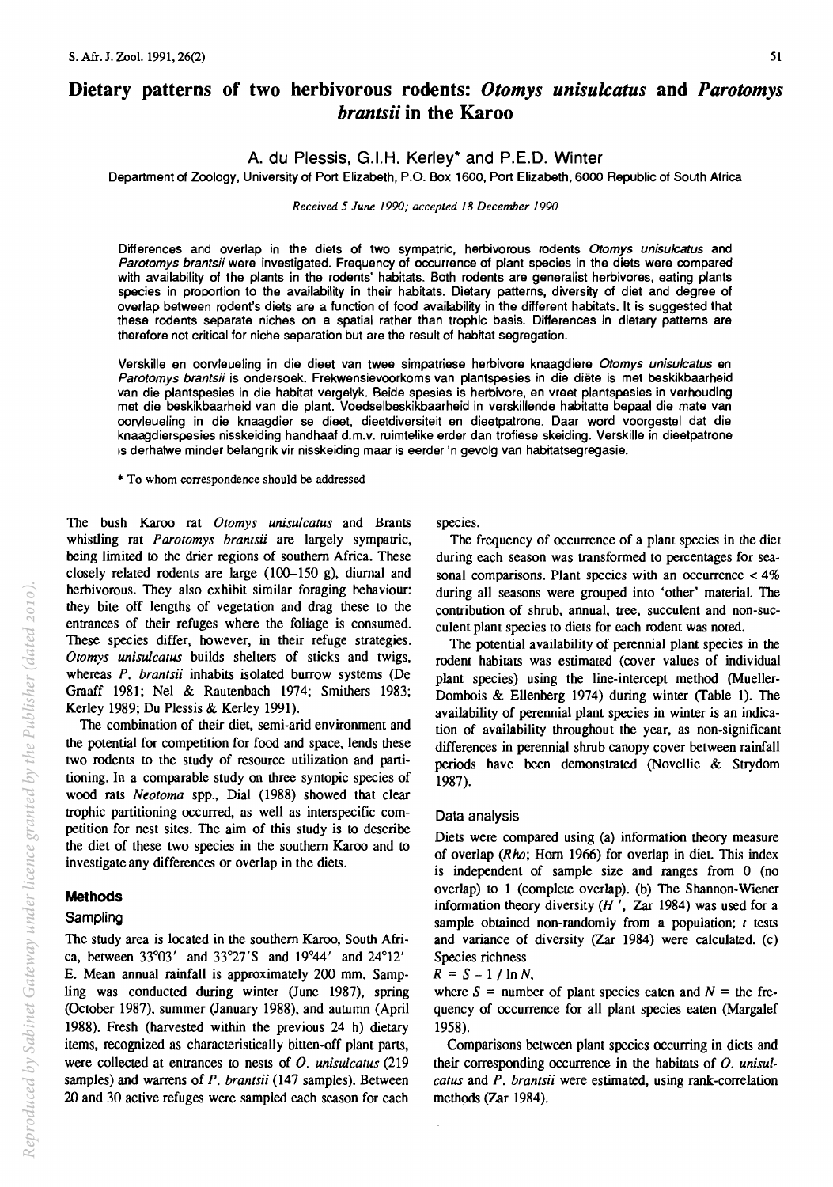# Dietary patterns of two herbivorous rodents: *Otomys unisulcatus* and *Parotomys brantsii* in the Karoo

A. du Plessis, G.I.H. Kerley* and P.E.D. Winter

Department of Zoology, University of Port Elizabeth, P.O. Box 1600, Port Elizabeth, 6000 Republic of South Africa

*Received 5 June 1990; accepted 18 December 1990*

Differences and overlap in the diets of two sympatric, herbivorous rodents *Otomys unisulcatus* and *Parotomys brantsii* were investigated. Frequency of occurrence of plant species in the diets were compared with availability of the plants in the rodents' habitats. Both rodents are generalist herbivores, eating plants species in proportion to the availability in their habitats. Dietary patterns, diversity of diet and degree of overlap between rodent's diets are a function of food availability in the different habitats. It is suggested that these rodents separate niches on a spatial rather than trophic basis. Differences in dietary patterns are therefore not critical for niche separation but are the result of habitat segregation.

Verskille en oorvleueling in die dieet van twee simpatriese herbivore knaagdiere *Otomys unisulcatus* en *Parotomys brantsii* is ondersoek. Frekwensievoorkoms van plantspesies in die diëte is met beskikbaarheid van die plantspesies in die habitat vergelyk. Beide spesies is herbivore, en vreet plantspesies in verhouding met die beskikbaarheid van die plant. Voedselbeskikbaarheid in verskillende habitatte bepaal die mate van oorvleueling in die knaagdier se dieet, dieetdiversiteit en dieetpatrone. Daar word voorgestel dat die knaagdierspesies nisskeiding handhaaf d.m.v. ruimtelike eerder dan trofiese skeiding. Verskille in dieetpatrone is derhalwe minder belangrik vir nisskeiding maar is eerder 'n gevolg van habitatsegregasie.

\* To whom correspondence should be addressed

The bush Karoo rat *Otomys unisulcatus* and Brants whistling rat *Parotomys brantsii* are largely sympatric, being limited to the drier regions of southern Africa. These closely related rodents are large (100–150 g), diurnal and herbivorous. They also exhibit similar foraging behaviour: they bite off lengths of vegetation and drag these to the entrances of their refuges where the foliage is consumed. These species differ, however, in their refuge strategies. *Otomys unisulcatus* builds shelters of sticks and twigs, whereas *P. brantsii* inhabits isolated burrow systems (De Graaff 1981; Nel & Rautenbach 1974; Smithers 1983; Kerley 1989; Du Plessis & Kerley 1991).

The combination of their diet, semi-arid environment and the potential for competition for food and space, lends these two rodents to the study of resource utilization and partitioning. In a comparable study on three syntopic species of wood rats *Neotoma* spp., Dial (1988) showed that clear trophic partitioning occurred, as well as interspecific competition for nest sites. The aim of this study is to describe the diet of these two species in the southern Karoo and to investigate any differences or overlap in the diets.

## Methods

### Sampling

The study area is located in the southern Karoo, South Africa, between 33°03′ and 33°27′S and 19°44′ and 24°12′ E. Mean annual rainfall is approximately 200 mm. Sampling was conducted during winter (June 1987), spring (October 1987), summer (January 1988), and autumn (April 1988). Fresh (harvested within the previous 24 h) dietary items, recognized as characteristically bitten-off plant parts, were collected at entrances to nests of *O. unisulcatus* (219 samples) and warrens of *P. brantsii* (147 samples). Between 20 and 30 active refuges were sampled each season for each species.

The frequency of occurrence of a plant species in the diet during each season was transformed to percentages for seasonal comparisons. Plant species with an occurrence < 4% during all seasons were grouped into 'other' material. The contribution of shrub, annual, tree, succulent and non-succulent plant species to diets for each rodent was noted.

The potential availability of perennial plant species in the rodent habitats was estimated (cover values of individual plant species) using the line-intercept method (Mueller-Dombois & Ellenberg 1974) during winter (Table 1). The availability of perennial plant species in winter is an indication of availability throughout the year, as non-significant differences in perennial shrub canopy cover between rainfall periods have been demonstrated (Novellie & Strydom 1987).

### Data analysis

Diets were compared using (a) information theory measure of overlap (*Rho*; Horn 1966) for overlap in diet. This index is independent of sample size and ranges from 0 (no overlap) to 1 (complete overlap). (b) The Shannon-Wiener information theory diversity ($H'$, Zar 1984) was used for a sample obtained non-randomly from a population; $t$ tests and variance of diversity (Zar 1984) were calculated. (c) Species richness

$R = S - 1 / \ln N$,

where $S$ = number of plant species eaten and $N$ = the frequency of occurrence for all plant species eaten (Margalef 1958).

Comparisons between plant species occurring in diets and their corresponding occurrence in the habitats of *O. unisulcatus* and *P. brantsii* were estimated, using rank-correlation methods (Zar 1984).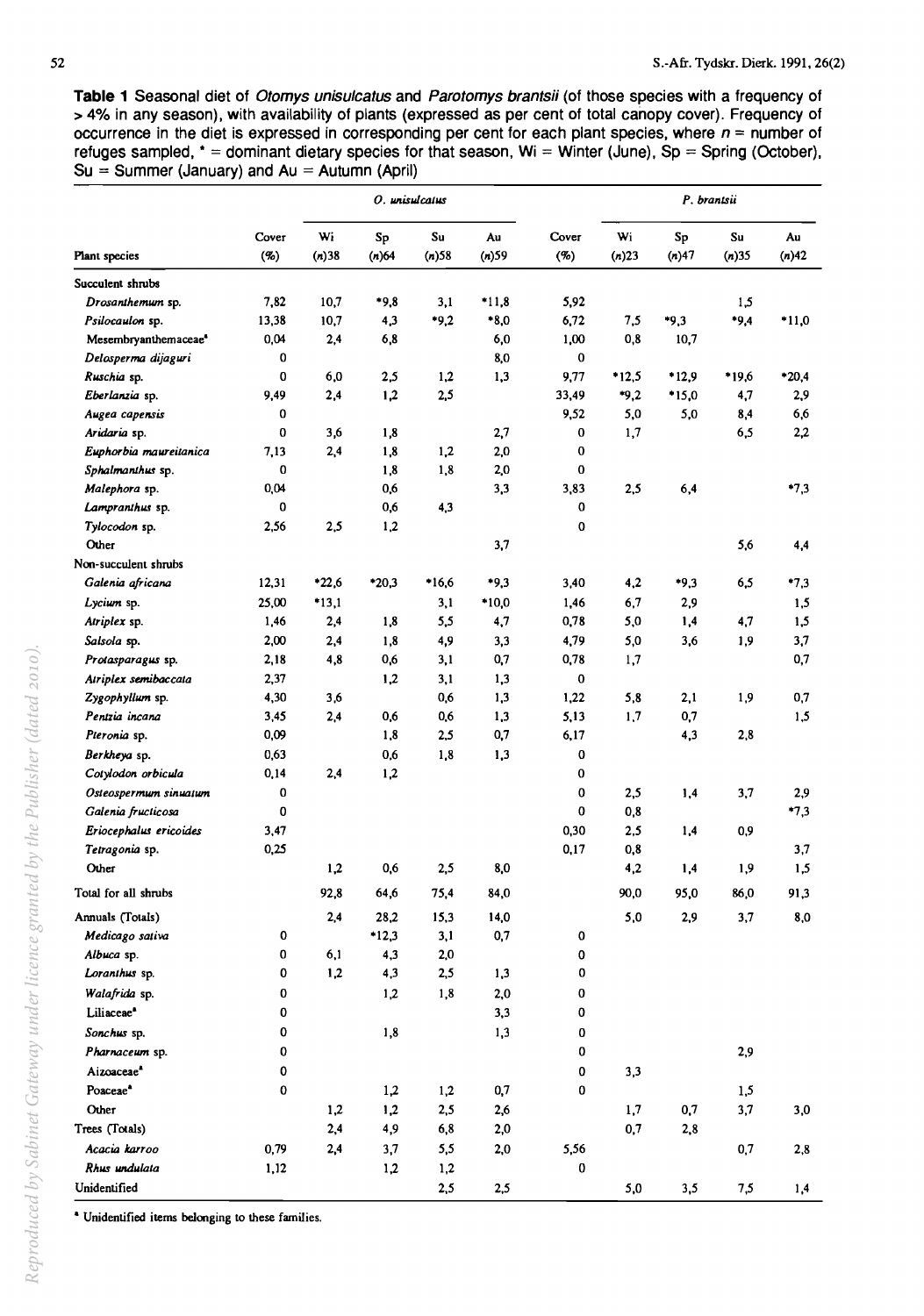**Table 1** Seasonal diet of *Otomys unisulcatus* and *Parotomys brantsii* (of those species with a frequency of > 4% in any season), with availability of plants (expressed as per cent of total canopy cover). Frequency of occurrence in the diet is expressed in corresponding per cent for each plant species, where *n* = number of refuges sampled, * = dominant dietary species for that season, Wi = Winter (June), Sp = Spring (October), Su = Summer (January) and Au = Autumn (April)

| | *O. unisulcatus* | | | | | *P. brantsii* | | | | |
|---|---|---|---|---|---|---|---|---|---|---|
| Plant species | Cover (%) | Wi (*n*)38 | Sp (*n*)64 | Su (*n*)58 | Au (*n*)59 | Cover (%) | Wi (*n*)23 | Sp (*n*)47 | Su (*n*)35 | Au (*n*)42 |
| Succulent shrubs | | | | | | | | | | |
| *Drosanthemum* sp. | 7,82 | 10,7 | *9,8 | 3,1 | *11,8 | 5,92 | | | 1,5 | |
| *Psilocaulon* sp. | 13,38 | 10,7 | 4,3 | *9,2 | *8,0 | 6,72 | 7,5 | *9,3 | *9,4 | *11,0 |
| Mesembryanthemaceae[a] | 0,04 | 2,4 | 6,8 | | 6,0 | 1,00 | 0,8 | 10,7 | | |
| *Delosperma dijaguri* | 0 | | | | 8,0 | 0 | | | | |
| *Ruschia* sp. | 0 | 6,0 | 2,5 | 1,2 | 1,3 | 9,77 | *12,5 | *12,9 | *19,6 | *20,4 |
| *Eberlanzia* sp. | 9,49 | 2,4 | 1,2 | 2,5 | | 33,49 | *9,2 | *15,0 | 4,7 | 2,9 |
| *Augea capensis* | 0 | | | | | 9,52 | 5,0 | 5,0 | 8,4 | 6,6 |
| *Aridaria* sp. | 0 | 3,6 | 1,8 | | 2,7 | 0 | 1,7 | | 6,5 | 2,2 |
| *Euphorbia maureitanica* | 7,13 | 2,4 | 1,8 | 1,2 | 2,0 | 0 | | | | |
| *Sphalmanthus* sp. | 0 | | 1,8 | 1,8 | 2,0 | 0 | | | | |
| *Malephora* sp. | 0,04 | | 0,6 | | 3,3 | 3,83 | 2,5 | 6,4 | | *7,3 |
| *Lampranthus* sp. | 0 | | 0,6 | 4,3 | | 0 | | | | |
| *Tylocodon* sp. | 2,56 | 2,5 | 1,2 | | | 0 | | | | |
| Other | | | | | 3,7 | | | | 5,6 | 4,4 |
| Non-succulent shrubs | | | | | | | | | | |
| *Galenia africana* | 12,31 | *22,6 | *20,3 | *16,6 | *9,3 | 3,40 | 4,2 | *9,3 | 6,5 | *7,3 |
| *Lycium* sp. | 25,00 | *13,1 | | 3,1 | *10,0 | 1,46 | 6,7 | 2,9 | | 1,5 |
| *Atriplex* sp. | 1,46 | 2,4 | 1,8 | 5,5 | 4,7 | 0,78 | 5,0 | 1,4 | 4,7 | 1,5 |
| *Salsola* sp. | 2,00 | 2,4 | 1,8 | 4,9 | 3,3 | 4,79 | 5,0 | 3,6 | 1,9 | 3,7 |
| *Protasparagus* sp. | 2,18 | 4,8 | 0,6 | 3,1 | 0,7 | 0,78 | 1,7 | | | 0,7 |
| *Atriplex semibaccata* | 2,37 | | 1,2 | 3,1 | 1,3 | 0 | | | | |
| *Zygophyllum* sp. | 4,30 | 3,6 | | 0,6 | 1,3 | 1,22 | 5,8 | 2,1 | 1,9 | 0,7 |
| *Pentzia incana* | 3,45 | 2,4 | 0,6 | 0,6 | 1,3 | 5,13 | 1,7 | 0,7 | | 1,5 |
| *Pteronia* sp. | 0,09 | | 1,8 | 2,5 | 0,7 | 6,17 | | 4,3 | 2,8 | |
| *Berkheya* sp. | 0,63 | | 0,6 | 1,8 | 1,3 | 0 | | | | |
| *Cotylodon orbicula* | 0,14 | 2,4 | 1,2 | | | 0 | | | | |
| *Osteospermum sinuatum* | 0 | | | | | 0 | 2,5 | 1,4 | 3,7 | 2,9 |
| *Galenia fructicosa* | 0 | | | | | 0 | 0,8 | | | *7,3 |
| *Eriocephalus ericoides* | 3,47 | | | | | 0,30 | 2,5 | 1,4 | 0,9 | |
| *Tetragonia* sp. | 0,25 | | | | | 0,17 | 0,8 | | | 3,7 |
| Other | | 1,2 | 0,6 | 2,5 | 8,0 | | 4,2 | 1,4 | 1,9 | 1,5 |
| Total for all shrubs | | 92,8 | 64,6 | 75,4 | 84,0 | | 90,0 | 95,0 | 86,0 | 91,3 |
| Annuals (Totals) | | 2,4 | 28,2 | 15,3 | 14,0 | | 5,0 | 2,9 | 3,7 | 8,0 |
| *Medicago sativa* | 0 | | *12,3 | 3,1 | 0,7 | 0 | | | | |
| *Albuca* sp. | 0 | 6,1 | 4,3 | 2,0 | | 0 | | | | |
| *Loranthus* sp. | 0 | 1,2 | 4,3 | 2,5 | 1,3 | 0 | | | | |
| *Walafrida* sp. | 0 | | 1,2 | 1,8 | 2,0 | 0 | | | | |
| Liliaceae[a] | 0 | | | | 3,3 | 0 | | | | |
| *Sonchus* sp. | 0 | | 1,8 | | 1,3 | 0 | | | | |
| *Pharnaceum* sp. | 0 | | | | | 0 | | | 2,9 | |
| Aizoaceae[a] | 0 | | | | | 0 | 3,3 | | | |
| Poaceae[a] | 0 | | 1,2 | 1,2 | 0,7 | 0 | | | 1,5 | |
| Other | | 1,2 | 1,2 | 2,5 | 2,6 | | 1,7 | 0,7 | 3,7 | 3,0 |
| Trees (Totals) | | 2,4 | 4,9 | 6,8 | 2,0 | | 0,7 | 2,8 | | |
| *Acacia karroo* | 0,79 | 2,4 | 3,7 | 5,5 | 2,0 | 5,56 | | | 0,7 | 2,8 |
| *Rhus undulata* | 1,12 | | 1,2 | 1,2 | | 0 | | | | |
| Unidentified | | | | 2,5 | 2,5 | | 5,0 | 3,5 | 7,5 | 1,4 |

[a] Unidentified items belonging to these families.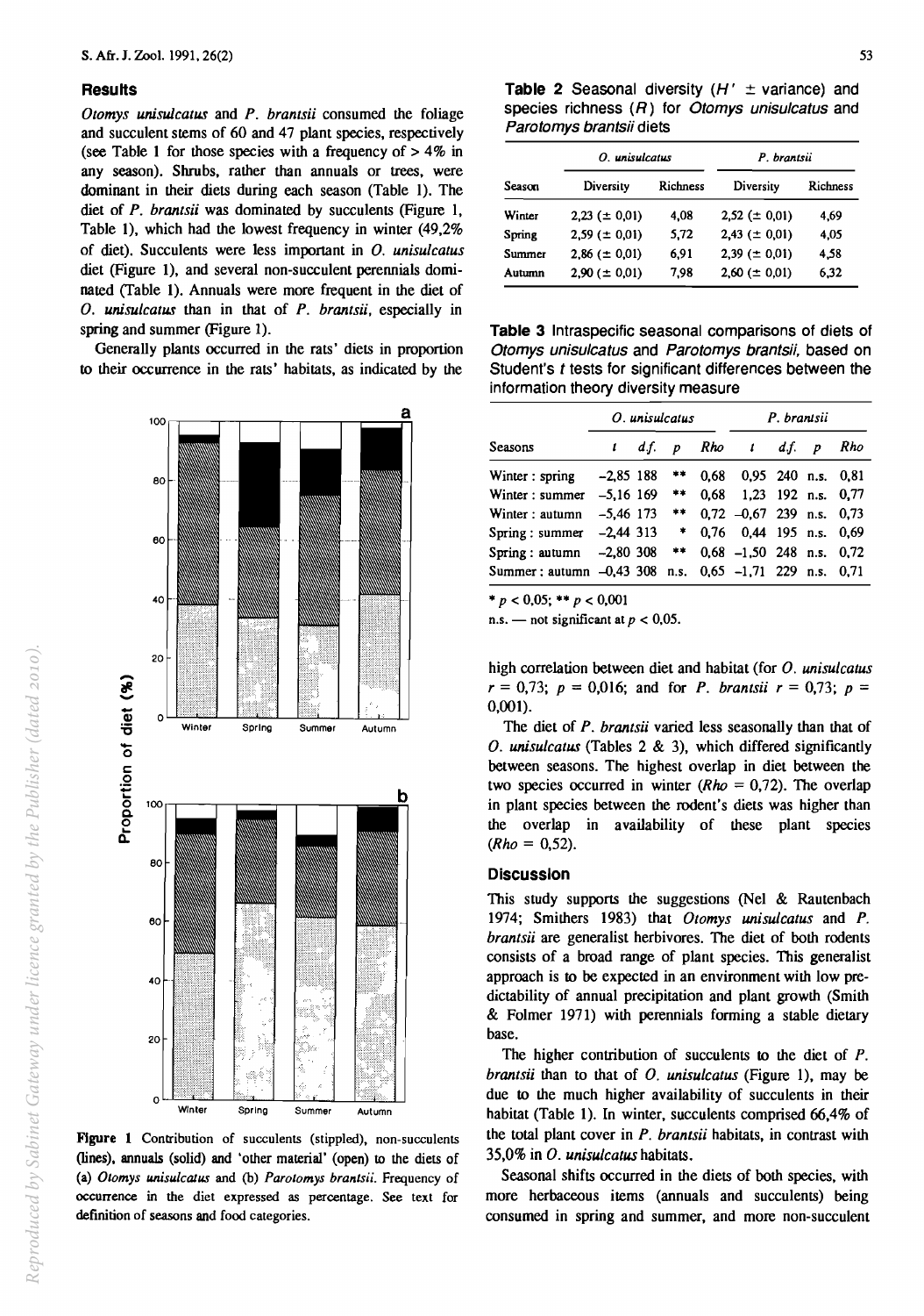## Results

*Otomys unisulcatus* and *P. brantsii* consumed the foliage and succulent stems of 60 and 47 plant species, respectively (see Table 1 for those species with a frequency of > 4% in any season). Shrubs, rather than annuals or trees, were dominant in their diets during each season (Table 1). The diet of *P. brantsii* was dominated by succulents (Figure 1, Table 1), which had the lowest frequency in winter (49,2% of diet). Succulents were less important in *O. unisulcatus* diet (Figure 1), and several non-succulent perennials dominated (Table 1). Annuals were more frequent in the diet of *O. unisulcatus* than in that of *P. brantsii*, especially in spring and summer (Figure 1).

Generally plants occurred in the rats' diets in proportion to their occurrence in the rats' habitats, as indicated by the high correlation between diet and habitat (for *O. unisulcatus* $r = 0{,}73$; $p = 0{,}016$; and for *P. brantsii* $r = 0{,}73$; $p = 0{,}001$).

**Figure 1** Contribution of succulents (stippled), non-succulents (lines), annuals (solid) and 'other material' (open) to the diets of (a) *Otomys unisulcatus* and (b) *Parotomys brantsii*. Frequency of occurrence in the diet expressed as percentage. See text for definition of seasons and food categories.

**Table 2** Seasonal diversity ($H'$ ± variance) and species richness ($R$) for *Otomys unisulcatus* and *Parotomys brantsii* diets

| | *O. unisulcatus* | | *P. brantsii* | |
|---|---|---|---|---|
| Season | Diversity | Richness | Diversity | Richness |
| Winter | 2,23 (± 0,01) | 4,08 | 2,52 (± 0,01) | 4,69 |
| Spring | 2,59 (± 0,01) | 5,72 | 2,43 (± 0,01) | 4,05 |
| Summer | 2,86 (± 0,01) | 6,91 | 2,39 (± 0,01) | 4,58 |
| Autumn | 2,90 (± 0,01) | 7,98 | 2,60 (± 0,01) | 6,32 |

**Table 3** Intraspecific seasonal comparisons of diets of *Otomys unisulcatus* and *Parotomys brantsii*, based on Student's *t* tests for significant differences between the information theory diversity measure

| | *O. unisulcatus* | | | | *P. brantsii* | | | |
|---|---|---|---|---|---|---|---|---|
| Seasons | *t* | *d.f.* | *p* | *Rho* | *t* | *d.f.* | *p* | *Rho* |
| Winter : spring | −2,85 | 188 | ** | 0,68 | 0,95 | 240 | n.s. | 0,81 |
| Winter : summer | −5,16 | 169 | ** | 0,68 | 1,23 | 192 | n.s. | 0,77 |
| Winter : autumn | −5,46 | 173 | ** | 0,72 | −0,67 | 239 | n.s. | 0,73 |
| Spring : summer | −2,44 | 313 | * | 0,76 | 0,44 | 195 | n.s. | 0,69 |
| Spring : autumn | −2,80 | 308 | ** | 0,68 | −1,50 | 248 | n.s. | 0,72 |
| Summer : autumn | −0,43 | 308 | n.s. | 0,65 | −1,71 | 229 | n.s. | 0,71 |

* $p < 0{,}05$; ** $p < 0{,}001$

n.s. — not significant at $p < 0{,}05$.

The diet of *P. brantsii* varied less seasonally than that of *O. unisulcatus* (Tables 2 & 3), which differed significantly between seasons. The highest overlap in diet between the two species occurred in winter ($Rho = 0{,}72$). The overlap in plant species between the rodent's diets was higher than the overlap in availability of these plant species ($Rho = 0{,}52$).

## Discussion

This study supports the suggestions (Nel & Rautenbach 1974; Smithers 1983) that *Otomys unisulcatus* and *P. brantsii* are generalist herbivores. The diet of both rodents consists of a broad range of plant species. This generalist approach is to be expected in an environment with low predictability of annual precipitation and plant growth (Smith & Folmer 1971) with perennials forming a stable dietary base.

The higher contribution of succulents to the diet of *P. brantsii* than to that of *O. unisulcatus* (Figure 1), may be due to the much higher availability of succulents in their habitat (Table 1). In winter, succulents comprised 66,4% of the total plant cover in *P. brantsii* habitats, in contrast with 35,0% in *O. unisulcatus* habitats.

Seasonal shifts occurred in the diets of both species, with more herbaceous items (annuals and succulents) being consumed in spring and summer, and more non-succulent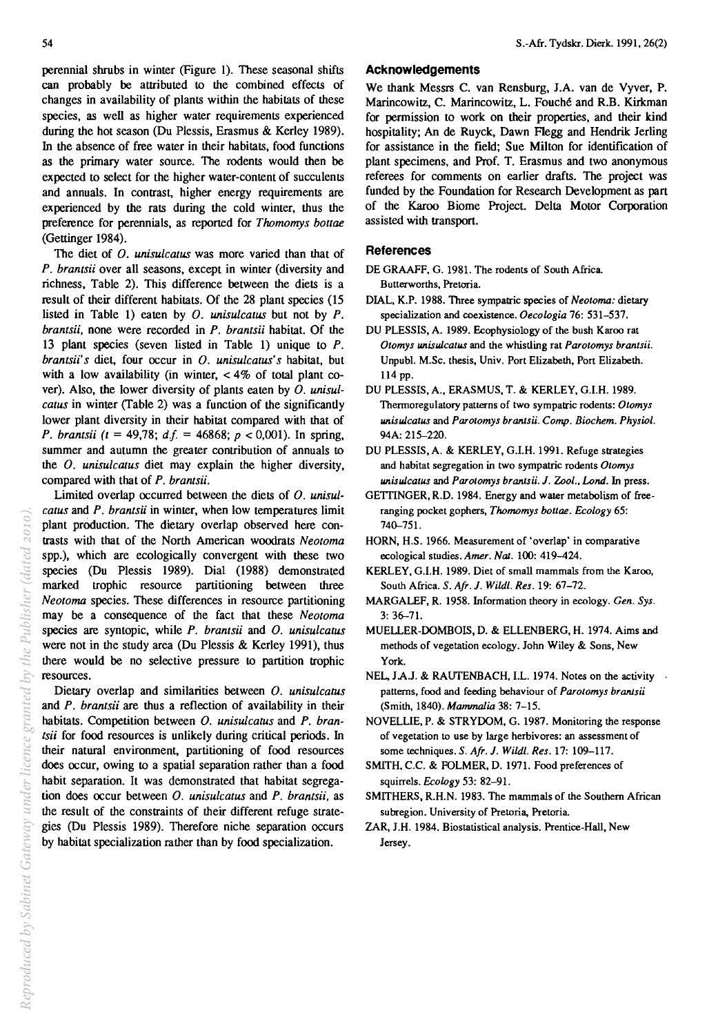perennial shrubs in winter (Figure 1). These seasonal shifts can probably be attributed to the combined effects of changes in availability of plants within the habitats of these species, as well as higher water requirements experienced during the hot season (Du Plessis, Erasmus & Kerley 1989). In the absence of free water in their habitats, food functions as the primary water source. The rodents would then be expected to select for the higher water-content of succulents and annuals. In contrast, higher energy requirements are experienced by the rats during the cold winter, thus the preference for perennials, as reported for *Thomomys bottae* (Gettinger 1984).

The diet of *O. unisulcatus* was more varied than that of *P. brantsii* over all seasons, except in winter (diversity and richness, Table 2). This difference between the diets is a result of their different habitats. Of the 28 plant species (15 listed in Table 1) eaten by *O. unisulcatus* but not by *P. brantsii*, none were recorded in *P. brantsii* habitat. Of the 13 plant species (seven listed in Table 1) unique to *P. brantsii's* diet, four occur in *O. unisulcatus's* habitat, but with a low availability (in winter, < 4% of total plant cover). Also, the lower diversity of plants eaten by *O. unisulcatus* in winter (Table 2) was a function of the significantly lower plant diversity in their habitat compared with that of *P. brantsii* ($t$ = 49,78; $d.f.$ = 46868; $p$ < 0,001). In spring, summer and autumn the greater contribution of annuals to the *O. unisulcatus* diet may explain the higher diversity, compared with that of *P. brantsii*.

Limited overlap occurred between the diets of *O. unisulcatus* and *P. brantsii* in winter, when low temperatures limit plant production. The dietary overlap observed here contrasts with that of the North American woodrats *Neotoma* spp.), which are ecologically convergent with these two species (Du Plessis 1989). Dial (1988) demonstrated marked trophic resource partitioning between three *Neotoma* species. These differences in resource partitioning may be a consequence of the fact that these *Neotoma* species are syntopic, while *P. brantsii* and *O. unisulcatus* were not in the study area (Du Plessis & Kerley 1991), thus there would be no selective pressure to partition trophic resources.

Dietary overlap and similarities between *O. unisulcatus* and *P. brantsii* are thus a reflection of availability in their habitats. Competition between *O. unisulcatus* and *P. brantsii* for food resources is unlikely during critical periods. In their natural environment, partitioning of food resources does occur, owing to a spatial separation rather than a food habit separation. It was demonstrated that habitat segregation does occur between *O. unisulcatus* and *P. brantsii*, as the result of the constraints of their different refuge strategies (Du Plessis 1989). Therefore niche separation occurs by habitat specialization rather than by food specialization.

## Acknowledgements

We thank Messrs C. van Rensburg, J.A. van de Vyver, P. Marincowitz, C. Marincowitz, L. Fouché and R.B. Kirkman for permission to work on their properties, and their kind hospitality; An de Ruyck, Dawn Flegg and Hendrik Jerling for assistance in the field; Sue Milton for identification of plant specimens, and Prof. T. Erasmus and two anonymous referees for comments on earlier drafts. The project was funded by the Foundation for Research Development as part of the Karoo Biome Project. Delta Motor Corporation assisted with transport.

## References

DE GRAAFF, G. 1981. The rodents of South Africa. Butterworths, Pretoria.

DIAL, K.P. 1988. Three sympatric species of *Neotoma:* dietary specialization and coexistence. *Oecologia* 76: 531–537.

DU PLESSIS, A. 1989. Ecophysiology of the bush Karoo rat *Otomys unisulcatus* and the whistling rat *Parotomys brantsii*. Unpubl. M.Sc. thesis, Univ. Port Elizabeth, Port Elizabeth. 114 pp.

DU PLESSIS, A., ERASMUS, T. & KERLEY, G.I.H. 1989. Thermoregulatory patterns of two sympatric rodents: *Otomys unisulcatus* and *Parotomys brantsii*. *Comp. Biochem. Physiol.* 94A: 215–220.

DU PLESSIS, A. & KERLEY, G.I.H. 1991. Refuge strategies and habitat segregation in two sympatric rodents *Otomys unisulcatus* and *Parotomys brantsii*. *J. Zool., Lond.* In press.

GETTINGER, R.D. 1984. Energy and water metabolism of free-ranging pocket gophers, *Thomomys bottae*. *Ecology* 65: 740–751.

HORN, H.S. 1966. Measurement of 'overlap' in comparative ecological studies. *Amer. Nat.* 100: 419–424.

KERLEY, G.I.H. 1989. Diet of small mammals from the Karoo, South Africa. *S. Afr. J. Wildl. Res.* 19: 67–72.

MARGALEF, R. 1958. Information theory in ecology. *Gen. Sys.* 3: 36–71.

MUELLER-DOMBOIS, D. & ELLENBERG, H. 1974. Aims and methods of vegetation ecology. John Wiley & Sons, New York.

NEL, J.A.J. & RAUTENBACH, I.L. 1974. Notes on the activity patterns, food and feeding behaviour of *Parotomys brantsii* (Smith, 1840). *Mammalia* 38: 7–15.

NOVELLIE, P. & STRYDOM, G. 1987. Monitoring the response of vegetation to use by large herbivores: an assessment of some techniques. *S. Afr. J. Wildl. Res.* 17: 109–117.

SMITH, C.C. & FOLMER, D. 1971. Food preferences of squirrels. *Ecology* 53: 82–91.

SMITHERS, R.H.N. 1983. The mammals of the Southern African subregion. University of Pretoria, Pretoria.

ZAR, J.H. 1984. Biostatistical analysis. Prentice-Hall, New Jersey.